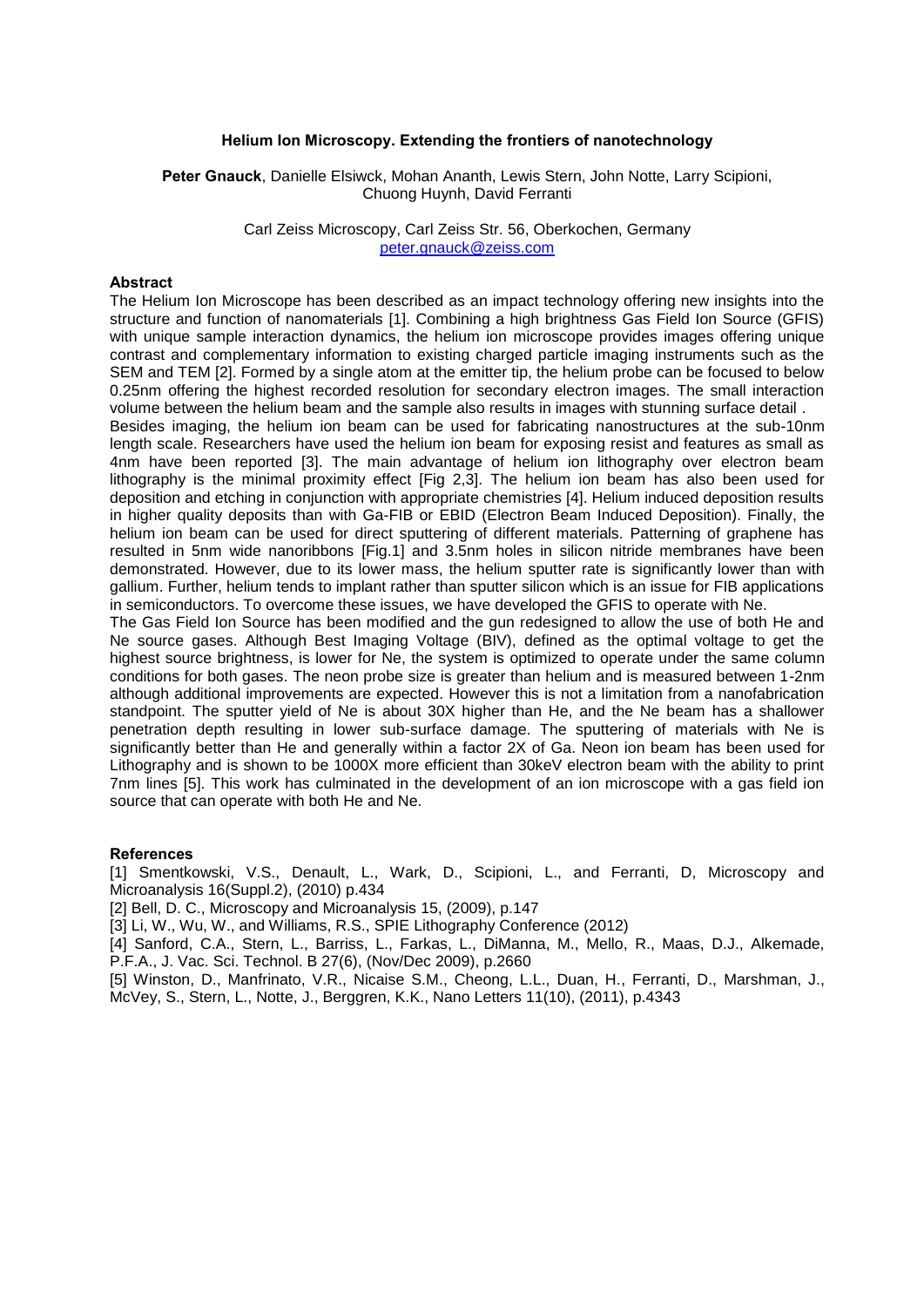# Helium Ion Microscopy. Extending the frontiers of nanotechnology

**Peter Gnauck**, Danielle Elsiwck, Mohan Ananth, Lewis Stern, John Notte, Larry Scipioni, Chuong Huynh, David Ferranti

Carl Zeiss Microscopy, Carl Zeiss Str. 56, Oberkochen, Germany
peter.gnauck@zeiss.com

## Abstract

The Helium Ion Microscope has been described as an impact technology offering new insights into the structure and function of nanomaterials [1]. Combining a high brightness Gas Field Ion Source (GFIS) with unique sample interaction dynamics, the helium ion microscope provides images offering unique contrast and complementary information to existing charged particle imaging instruments such as the SEM and TEM [2]. Formed by a single atom at the emitter tip, the helium probe can be focused to below 0.25nm offering the highest recorded resolution for secondary electron images. The small interaction volume between the helium beam and the sample also results in images with stunning surface detail .

Besides imaging, the helium ion beam can be used for fabricating nanostructures at the sub-10nm length scale. Researchers have used the helium ion beam for exposing resist and features as small as 4nm have been reported [3]. The main advantage of helium ion lithography over electron beam lithography is the minimal proximity effect [Fig 2,3]. The helium ion beam has also been used for deposition and etching in conjunction with appropriate chemistries [4]. Helium induced deposition results in higher quality deposits than with Ga-FIB or EBID (Electron Beam Induced Deposition). Finally, the helium ion beam can be used for direct sputtering of different materials. Patterning of graphene has resulted in 5nm wide nanoribbons [Fig.1] and 3.5nm holes in silicon nitride membranes have been demonstrated. However, due to its lower mass, the helium sputter rate is significantly lower than with gallium. Further, helium tends to implant rather than sputter silicon which is an issue for FIB applications in semiconductors. To overcome these issues, we have developed the GFIS to operate with Ne.

The Gas Field Ion Source has been modified and the gun redesigned to allow the use of both He and Ne source gases. Although Best Imaging Voltage (BIV), defined as the optimal voltage to get the highest source brightness, is lower for Ne, the system is optimized to operate under the same column conditions for both gases. The neon probe size is greater than helium and is measured between 1-2nm although additional improvements are expected. However this is not a limitation from a nanofabrication standpoint. The sputter yield of Ne is about 30X higher than He, and the Ne beam has a shallower penetration depth resulting in lower sub-surface damage. The sputtering of materials with Ne is significantly better than He and generally within a factor 2X of Ga. Neon ion beam has been used for Lithography and is shown to be 1000X more efficient than 30keV electron beam with the ability to print 7nm lines [5]. This work has culminated in the development of an ion microscope with a gas field ion source that can operate with both He and Ne.

## References

[1] Smentkowski, V.S., Denault, L., Wark, D., Scipioni, L., and Ferranti, D, Microscopy and Microanalysis 16(Suppl.2), (2010) p.434

[2] Bell, D. C., Microscopy and Microanalysis 15, (2009), p.147

[3] Li, W., Wu, W., and Williams, R.S., SPIE Lithography Conference (2012)

[4] Sanford, C.A., Stern, L., Barriss, L., Farkas, L., DiManna, M., Mello, R., Maas, D.J., Alkemade, P.F.A., J. Vac. Sci. Technol. B 27(6), (Nov/Dec 2009), p.2660

[5] Winston, D., Manfrinato, V.R., Nicaise S.M., Cheong, L.L., Duan, H., Ferranti, D., Marshman, J., McVey, S., Stern, L., Notte, J., Berggren, K.K., Nano Letters 11(10), (2011), p.4343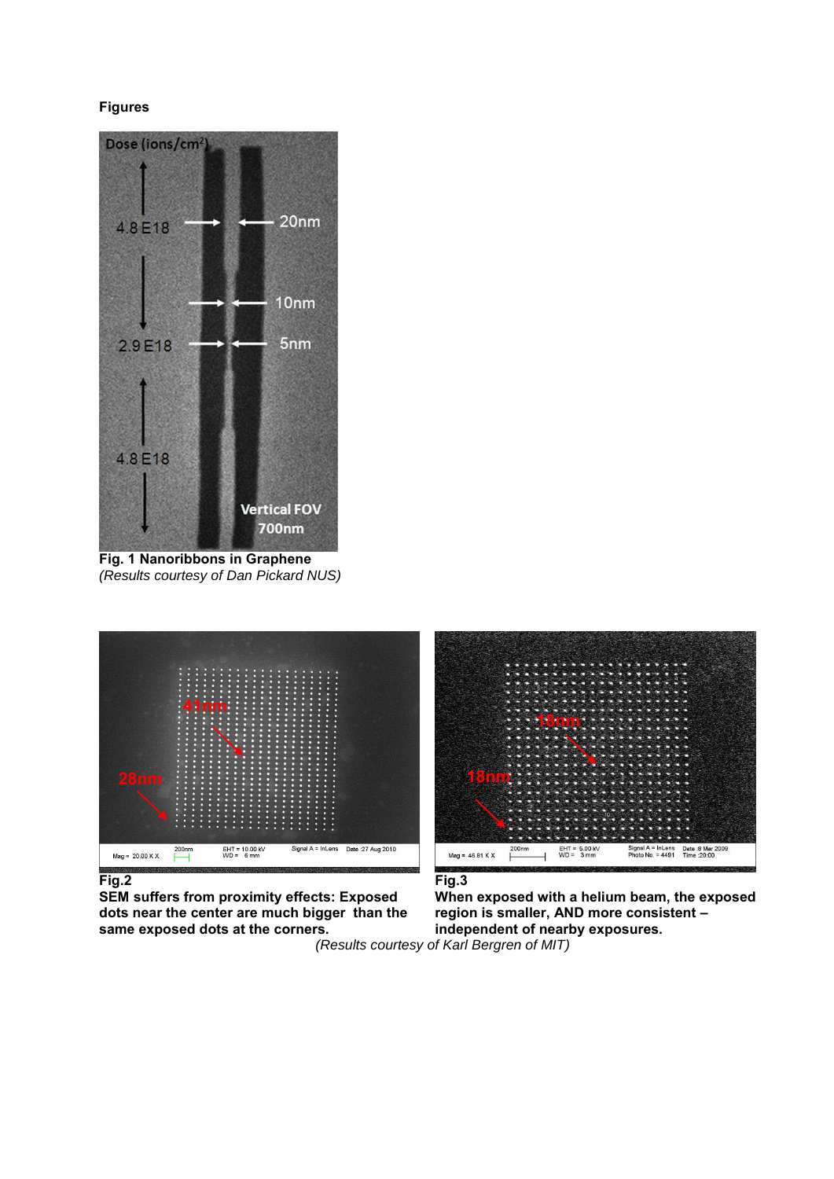**Figures**

Dose (ions/cm$^2$)

4.8 E18

20nm

10nm

2.9 E18

5nm

4.8 E18

Vertical FOV 700nm

**Fig. 1 Nanoribbons in Graphene**
*(Results courtesy of Dan Pickard NUS)*

41nm

28nm

Mag = 20.00 K X   200nm   EHT = 10.00 kV   WD = 6 mm   Signal A = InLens   Date :27 Aug 2010

18nm

18nm

Mag = 46.81 K X   200nm   EHT = 5.00 kV   WD = 3 mm   Signal A = InLens   Photo No. = 4491   Date :8 Mar 2009   Time :20:00

**Fig.2**
**SEM suffers from proximity effects: Exposed dots near the center are much bigger than the same exposed dots at the corners.**

**Fig.3**
**When exposed with a helium beam, the exposed region is smaller, AND more consistent – independent of nearby exposures.**

*(Results courtesy of Karl Bergren of MIT)*